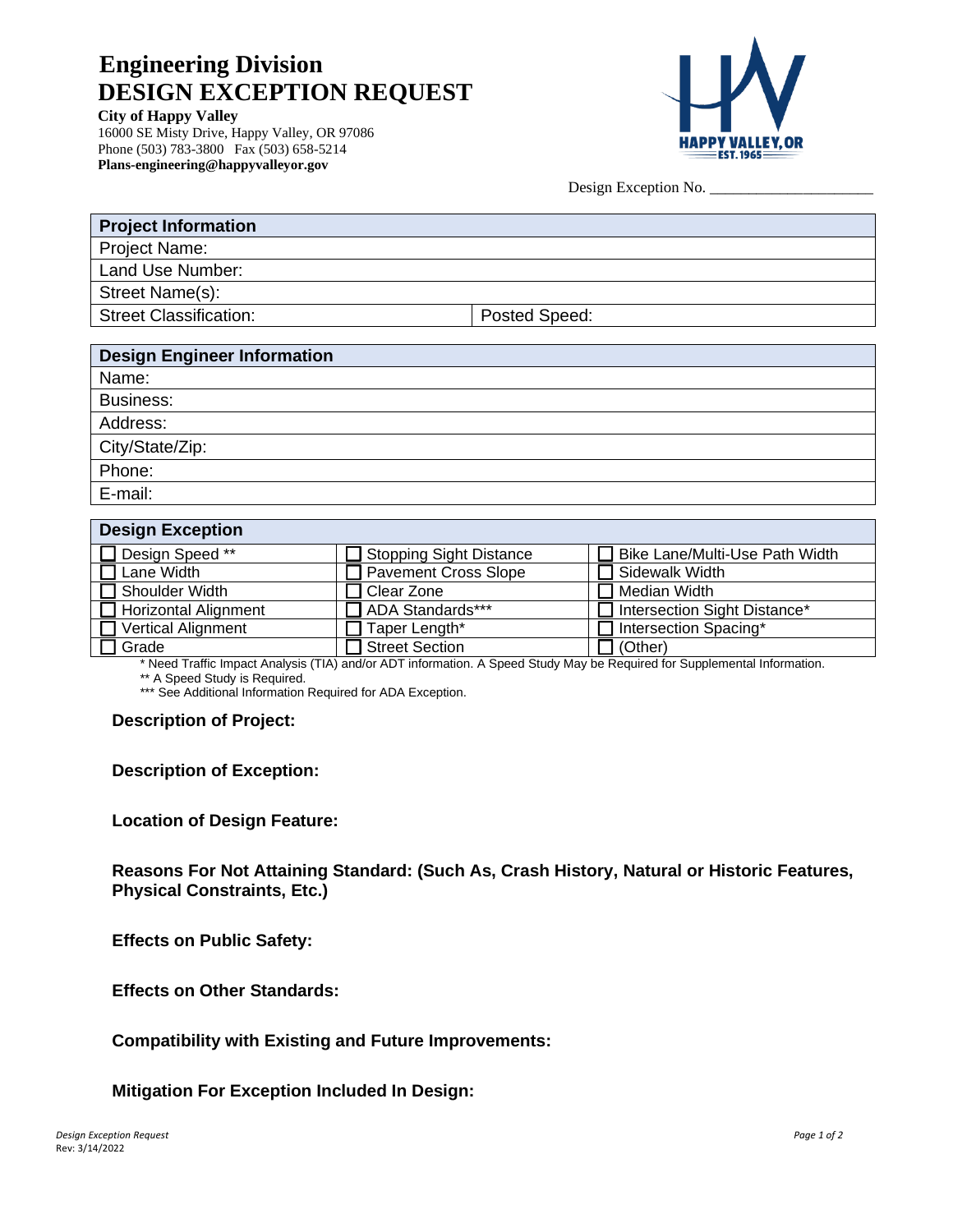# Engineering Division
# DESIGN EXCEPTION REQUEST

**City of Happy Valley**
16000 SE Misty Drive, Happy Valley, OR 97086
Phone (503) 783-3800 Fax (503) 658-5214
**Plans-engineering@happyvalleyor.gov**

HAPPY VALLEY, OR
EST. 1965

Design Exception No. ____________________

| **Project Information** | |
|---|---|
| Project Name: | |
| Land Use Number: | |
| Street Name(s): | |
| Street Classification: | Posted Speed: |

| **Design Engineer Information** |
|---|
| Name: |
| Business: |
| Address: |
| City/State/Zip: |
| Phone: |
| E-mail: |

| **Design Exception** | | |
|---|---|---|
| ☐ Design Speed ** | ☐ Stopping Sight Distance | ☐ Bike Lane/Multi-Use Path Width |
| ☐ Lane Width | ☐ Pavement Cross Slope | ☐ Sidewalk Width |
| ☐ Shoulder Width | ☐ Clear Zone | ☐ Median Width |
| ☐ Horizontal Alignment | ☐ ADA Standards*** | ☐ Intersection Sight Distance* |
| ☐ Vertical Alignment | ☐ Taper Length* | ☐ Intersection Spacing* |
| ☐ Grade | ☐ Street Section | ☐ (Other) |

* Need Traffic Impact Analysis (TIA) and/or ADT information. A Speed Study May be Required for Supplemental Information.
** A Speed Study is Required.
*** See Additional Information Required for ADA Exception.

**Description of Project:**

**Description of Exception:**

**Location of Design Feature:**

**Reasons For Not Attaining Standard: (Such As, Crash History, Natural or Historic Features, Physical Constraints, Etc.)**

**Effects on Public Safety:**

**Effects on Other Standards:**

**Compatibility with Existing and Future Improvements:**

**Mitigation For Exception Included In Design:**

*Design Exception Request*
Rev: 3/14/2022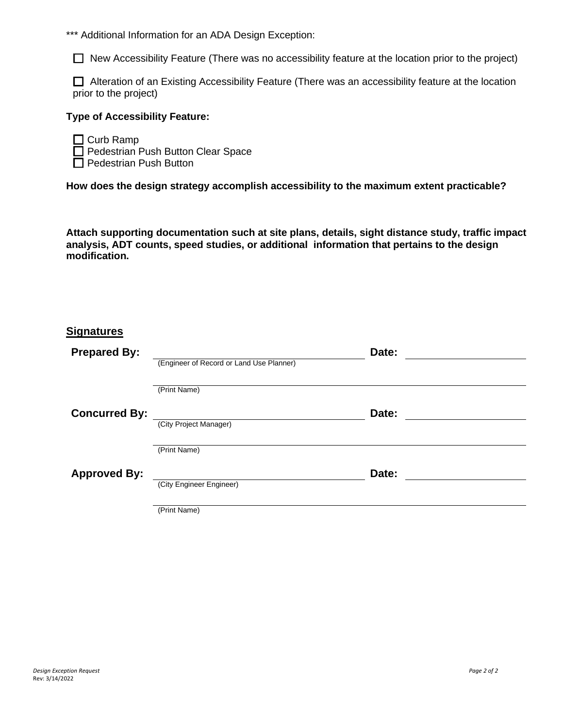*** Additional Information for an ADA Design Exception:

☐ New Accessibility Feature (There was no accessibility feature at the location prior to the project)

☐ Alteration of an Existing Accessibility Feature (There was an accessibility feature at the location prior to the project)

**Type of Accessibility Feature:**

☐ Curb Ramp
☐ Pedestrian Push Button Clear Space
☐ Pedestrian Push Button

**How does the design strategy accomplish accessibility to the maximum extent practicable?**

**Attach supporting documentation such at site plans, details, sight distance study, traffic impact analysis, ADT counts, speed studies, or additional information that pertains to the design modification.**

## Signatures

**Prepared By:** ______________________________ **Date:** ______________
(Engineer of Record or Land Use Planner)

______________________________
(Print Name)

**Concurred By:** ______________________________ **Date:** ______________
(City Project Manager)

______________________________
(Print Name)

**Approved By:** ______________________________ **Date:** ______________
(City Engineer Engineer)

______________________________
(Print Name)

*Design Exception Request*
Rev: 3/14/2022